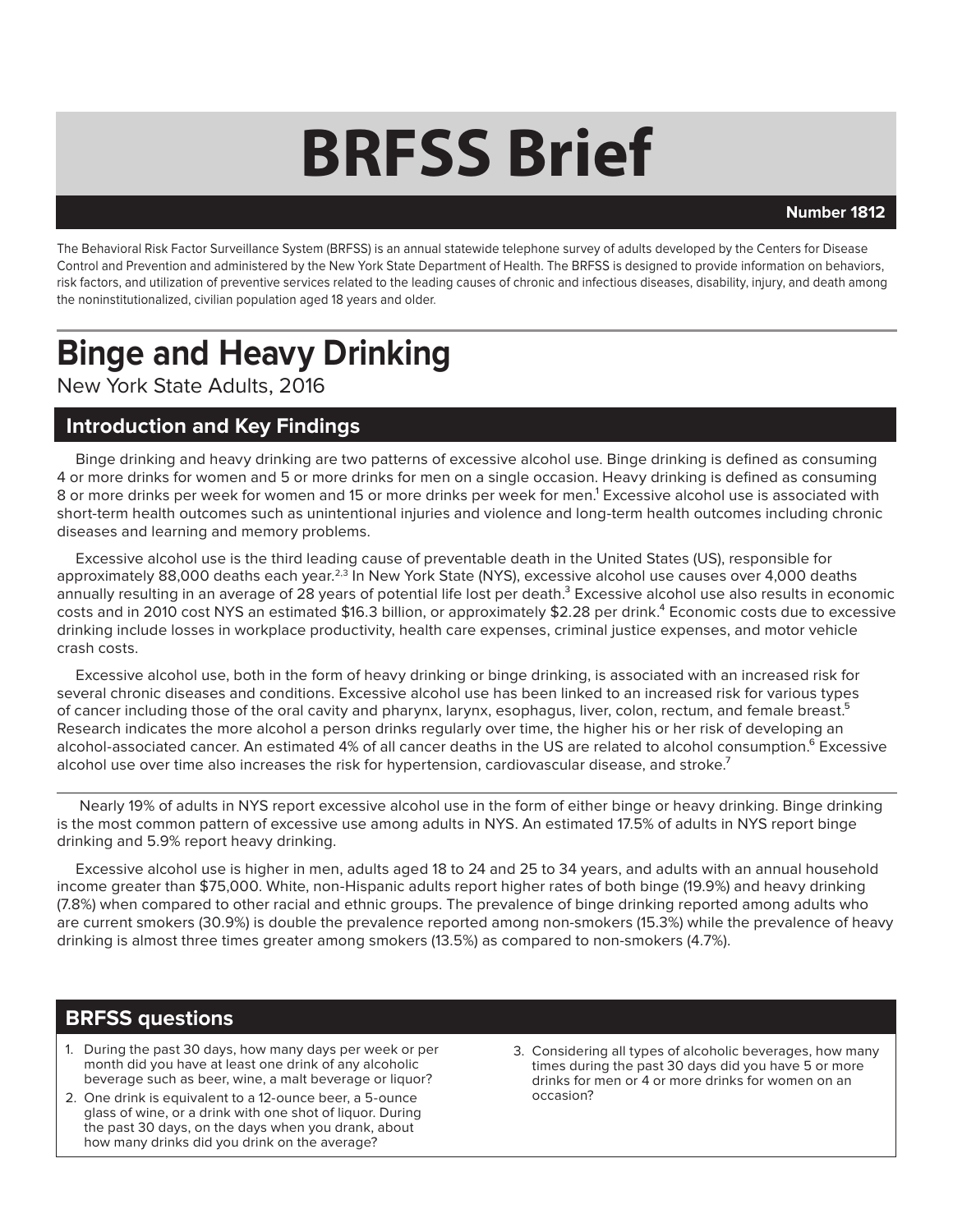# BRFSS Brief

**Number 1812**

The Behavioral Risk Factor Surveillance System (BRFSS) is an annual statewide telephone survey of adults developed by the Centers for Disease Control and Prevention and administered by the New York State Department of Health. The BRFSS is designed to provide information on behaviors, risk factors, and utilization of preventive services related to the leading causes of chronic and infectious diseases, disability, injury, and death among the noninstitutionalized, civilian population aged 18 years and older.

# Binge and Heavy Drinking

New York State Adults, 2016

## Introduction and Key Findings

Binge drinking and heavy drinking are two patterns of excessive alcohol use. Binge drinking is defined as consuming 4 or more drinks for women and 5 or more drinks for men on a single occasion. Heavy drinking is defined as consuming 8 or more drinks per week for women and 15 or more drinks per week for men.[1] Excessive alcohol use is associated with short-term health outcomes such as unintentional injuries and violence and long-term health outcomes including chronic diseases and learning and memory problems.

Excessive alcohol use is the third leading cause of preventable death in the United States (US), responsible for approximately 88,000 deaths each year.[2,3] In New York State (NYS), excessive alcohol use causes over 4,000 deaths annually resulting in an average of 28 years of potential life lost per death.[3] Excessive alcohol use also results in economic costs and in 2010 cost NYS an estimated $16.3 billion, or approximately $2.28 per drink.[4] Economic costs due to excessive drinking include losses in workplace productivity, health care expenses, criminal justice expenses, and motor vehicle crash costs.

Excessive alcohol use, both in the form of heavy drinking or binge drinking, is associated with an increased risk for several chronic diseases and conditions. Excessive alcohol use has been linked to an increased risk for various types of cancer including those of the oral cavity and pharynx, larynx, esophagus, liver, colon, rectum, and female breast.[5] Research indicates the more alcohol a person drinks regularly over time, the higher his or her risk of developing an alcohol-associated cancer. An estimated 4% of all cancer deaths in the US are related to alcohol consumption.[6] Excessive alcohol use over time also increases the risk for hypertension, cardiovascular disease, and stroke.[7]

---

Nearly 19% of adults in NYS report excessive alcohol use in the form of either binge or heavy drinking. Binge drinking is the most common pattern of excessive use among adults in NYS. An estimated 17.5% of adults in NYS report binge drinking and 5.9% report heavy drinking.

Excessive alcohol use is higher in men, adults aged 18 to 24 and 25 to 34 years, and adults with an annual household income greater than $75,000. White, non-Hispanic adults report higher rates of both binge (19.9%) and heavy drinking (7.8%) when compared to other racial and ethnic groups. The prevalence of binge drinking reported among adults who are current smokers (30.9%) is double the prevalence reported among non-smokers (15.3%) while the prevalence of heavy drinking is almost three times greater among smokers (13.5%) as compared to non-smokers (4.7%).

## BRFSS questions

1. During the past 30 days, how many days per week or per month did you have at least one drink of any alcoholic beverage such as beer, wine, a malt beverage or liquor?
2. One drink is equivalent to a 12-ounce beer, a 5-ounce glass of wine, or a drink with one shot of liquor. During the past 30 days, on the days when you drank, about how many drinks did you drink on the average?
3. Considering all types of alcoholic beverages, how many times during the past 30 days did you have 5 or more drinks for men or 4 or more drinks for women on an occasion?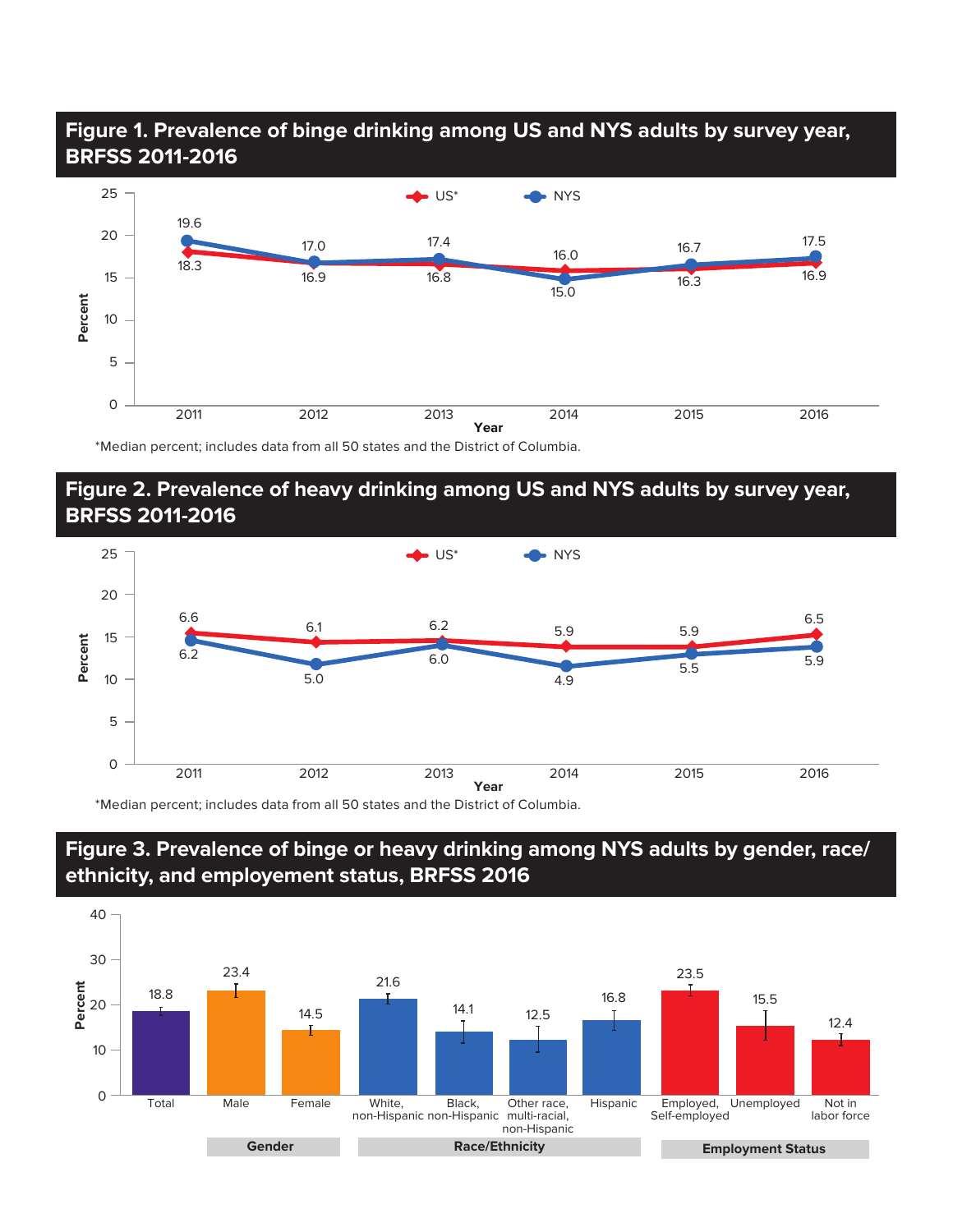## Figure 1. Prevalence of binge drinking among US and NYS adults by survey year, BRFSS 2011-2016

| Year | US* | NYS |
|---|---|---|
| 2011 | 18.3 | 19.6 |
| 2012 | 16.9 | 17.0 |
| 2013 | 16.8 | 17.4 |
| 2014 | 16.0 | 15.0 |
| 2015 | 16.3 | 16.7 |
| 2016 | 16.9 | 17.5 |

*Median percent; includes data from all 50 states and the District of Columbia.

## Figure 2. Prevalence of heavy drinking among US and NYS adults by survey year, BRFSS 2011-2016

| Year | US* | NYS |
|---|---|---|
| 2011 | 6.6 | 6.2 |
| 2012 | 6.1 | 5.0 |
| 2013 | 6.2 | 6.0 |
| 2014 | 5.9 | 4.9 |
| 2015 | 5.9 | 5.5 |
| 2016 | 6.5 | 5.9 |

*Median percent; includes data from all 50 states and the District of Columbia.

## Figure 3. Prevalence of binge or heavy drinking among NYS adults by gender, race/ethnicity, and employement status, BRFSS 2016

| Category | Group | Percent |
|---|---|---|
| | Total | 18.8 |
| Gender | Male | 23.4 |
| Gender | Female | 14.5 |
| Race/Ethnicity | White, non-Hispanic | 21.6 |
| Race/Ethnicity | Black, non-Hispanic | 14.1 |
| Race/Ethnicity | Other race, multi-racial, non-Hispanic | 12.5 |
| Race/Ethnicity | Hispanic | 16.8 |
| Employment Status | Employed, Self-employed | 23.5 |
| Employment Status | Unemployed | 15.5 |
| Employment Status | Not in labor force | 12.4 |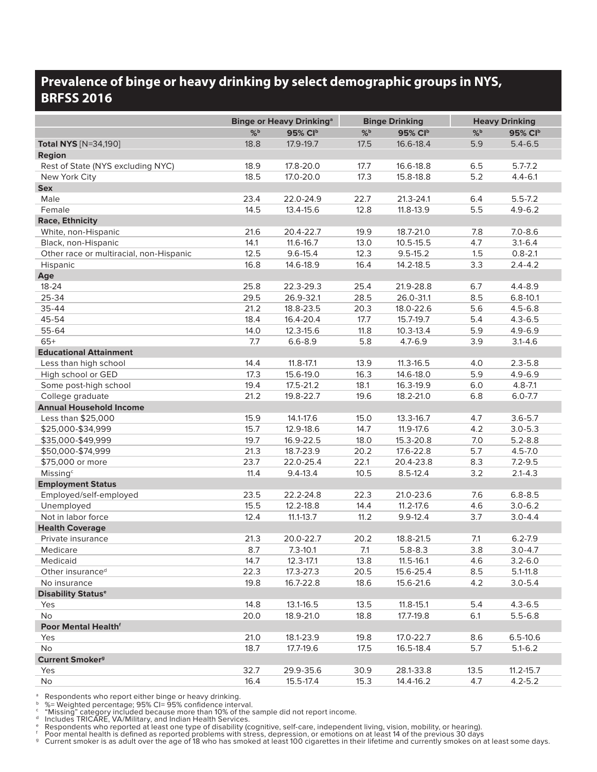## Prevalence of binge or heavy drinking by select demographic groups in NYS, BRFSS 2016

| | Binge or Heavy Drinking[a] | | Binge Drinking | | Heavy Drinking | |
|---|---|---|---|---|---|---|
| | %[b] | 95% CI[b] | %[b] | 95% CI[b] | %[b] | 95% CI[b] |
| **Total NYS** [N=34,190] | 18.8 | 17.9-19.7 | 17.5 | 16.6-18.4 | 5.9 | 5.4-6.5 |
| **Region** | | | | | | |
| Rest of State (NYS excluding NYC) | 18.9 | 17.8-20.0 | 17.7 | 16.6-18.8 | 6.5 | 5.7-7.2 |
| New York City | 18.5 | 17.0-20.0 | 17.3 | 15.8-18.8 | 5.2 | 4.4-6.1 |
| **Sex** | | | | | | |
| Male | 23.4 | 22.0-24.9 | 22.7 | 21.3-24.1 | 6.4 | 5.5-7.2 |
| Female | 14.5 | 13.4-15.6 | 12.8 | 11.8-13.9 | 5.5 | 4.9-6.2 |
| **Race, Ethnicity** | | | | | | |
| White, non-Hispanic | 21.6 | 20.4-22.7 | 19.9 | 18.7-21.0 | 7.8 | 7.0-8.6 |
| Black, non-Hispanic | 14.1 | 11.6-16.7 | 13.0 | 10.5-15.5 | 4.7 | 3.1-6.4 |
| Other race or multiracial, non-Hispanic | 12.5 | 9.6-15.4 | 12.3 | 9.5-15.2 | 1.5 | 0.8-2.1 |
| Hispanic | 16.8 | 14.6-18.9 | 16.4 | 14.2-18.5 | 3.3 | 2.4-4.2 |
| **Age** | | | | | | |
| 18-24 | 25.8 | 22.3-29.3 | 25.4 | 21.9-28.8 | 6.7 | 4.4-8.9 |
| 25-34 | 29.5 | 26.9-32.1 | 28.5 | 26.0-31.1 | 8.5 | 6.8-10.1 |
| 35-44 | 21.2 | 18.8-23.5 | 20.3 | 18.0-22.6 | 5.6 | 4.5-6.8 |
| 45-54 | 18.4 | 16.4-20.4 | 17.7 | 15.7-19.7 | 5.4 | 4.3-6.5 |
| 55-64 | 14.0 | 12.3-15.6 | 11.8 | 10.3-13.4 | 5.9 | 4.9-6.9 |
| 65+ | 7.7 | 6.6-8.9 | 5.8 | 4.7-6.9 | 3.9 | 3.1-4.6 |
| **Educational Attainment** | | | | | | |
| Less than high school | 14.4 | 11.8-17.1 | 13.9 | 11.3-16.5 | 4.0 | 2.3-5.8 |
| High school or GED | 17.3 | 15.6-19.0 | 16.3 | 14.6-18.0 | 5.9 | 4.9-6.9 |
| Some post-high school | 19.4 | 17.5-21.2 | 18.1 | 16.3-19.9 | 6.0 | 4.8-7.1 |
| College graduate | 21.2 | 19.8-22.7 | 19.6 | 18.2-21.0 | 6.8 | 6.0-7.7 |
| **Annual Household Income** | | | | | | |
| Less than $25,000 | 15.9 | 14.1-17.6 | 15.0 | 13.3-16.7 | 4.7 | 3.6-5.7 |
| $25,000-$34,999 | 15.7 | 12.9-18.6 | 14.7 | 11.9-17.6 | 4.2 | 3.0-5.3 |
| $35,000-$49,999 | 19.7 | 16.9-22.5 | 18.0 | 15.3-20.8 | 7.0 | 5.2-8.8 |
| $50,000-$74,999 | 21.3 | 18.7-23.9 | 20.2 | 17.6-22.8 | 5.7 | 4.5-7.0 |
| $75,000 or more | 23.7 | 22.0-25.4 | 22.1 | 20.4-23.8 | 8.3 | 7.2-9.5 |
| Missing[c] | 11.4 | 9.4-13.4 | 10.5 | 8.5-12.4 | 3.2 | 2.1-4.3 |
| **Employment Status** | | | | | | |
| Employed/self-employed | 23.5 | 22.2-24.8 | 22.3 | 21.0-23.6 | 7.6 | 6.8-8.5 |
| Unemployed | 15.5 | 12.2-18.8 | 14.4 | 11.2-17.6 | 4.6 | 3.0-6.2 |
| Not in labor force | 12.4 | 11.1-13.7 | 11.2 | 9.9-12.4 | 3.7 | 3.0-4.4 |
| **Health Coverage** | | | | | | |
| Private insurance | 21.3 | 20.0-22.7 | 20.2 | 18.8-21.5 | 7.1 | 6.2-7.9 |
| Medicare | 8.7 | 7.3-10.1 | 7.1 | 5.8-8.3 | 3.8 | 3.0-4.7 |
| Medicaid | 14.7 | 12.3-17.1 | 13.8 | 11.5-16.1 | 4.6 | 3.2-6.0 |
| Other insurance[d] | 22.3 | 17.3-27.3 | 20.5 | 15.6-25.4 | 8.5 | 5.1-11.8 |
| No insurance | 19.8 | 16.7-22.8 | 18.6 | 15.6-21.6 | 4.2 | 3.0-5.4 |
| **Disability Status[e]** | | | | | | |
| Yes | 14.8 | 13.1-16.5 | 13.5 | 11.8-15.1 | 5.4 | 4.3-6.5 |
| No | 20.0 | 18.9-21.0 | 18.8 | 17.7-19.8 | 6.1 | 5.5-6.8 |
| **Poor Mental Health[f]** | | | | | | |
| Yes | 21.0 | 18.1-23.9 | 19.8 | 17.0-22.7 | 8.6 | 6.5-10.6 |
| No | 18.7 | 17.7-19.6 | 17.5 | 16.5-18.4 | 5.7 | 5.1-6.2 |
| **Current Smoker[g]** | | | | | | |
| Yes | 32.7 | 29.9-35.6 | 30.9 | 28.1-33.8 | 13.5 | 11.2-15.7 |
| No | 16.4 | 15.5-17.4 | 15.3 | 14.4-16.2 | 4.7 | 4.2-5.2 |

[a] Respondents who report either binge or heavy drinking.
[b] %= Weighted percentage; 95% CI= 95% confidence interval.
[c] "Missing" category included because more than 10% of the sample did not report income.
[d] Includes TRICARE, VA/Military, and Indian Health Services.
[e] Respondents who reported at least one type of disability (cognitive, self-care, independent living, vision, mobility, or hearing).
[f] Poor mental health is defined as reported problems with stress, depression, or emotions on at least 14 of the previous 30 days
[g] Current smoker is as adult over the age of 18 who has smoked at least 100 cigarettes in their lifetime and currently smokes on at least some days.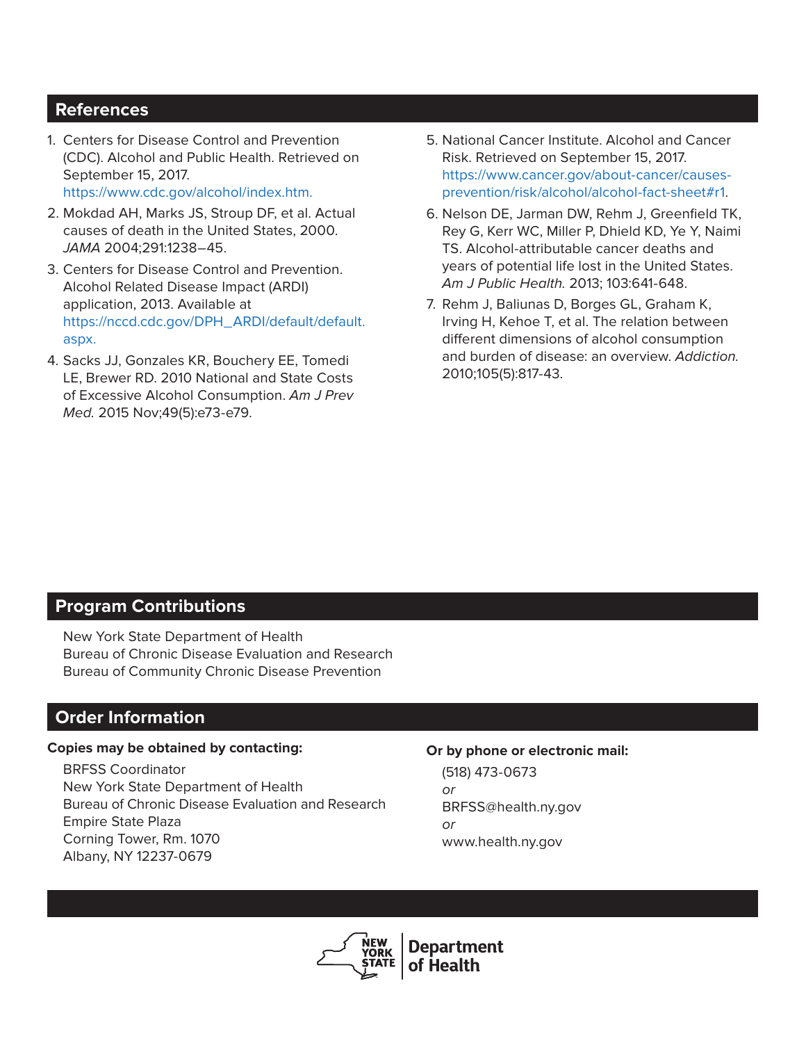## References

1. Centers for Disease Control and Prevention (CDC). Alcohol and Public Health. Retrieved on September 15, 2017. https://www.cdc.gov/alcohol/index.htm.
2. Mokdad AH, Marks JS, Stroup DF, et al. Actual causes of death in the United States, 2000. *JAMA* 2004;291:1238–45.
3. Centers for Disease Control and Prevention. Alcohol Related Disease Impact (ARDI) application, 2013. Available at https://nccd.cdc.gov/DPH_ARDI/default/default.aspx.
4. Sacks JJ, Gonzales KR, Bouchery EE, Tomedi LE, Brewer RD. 2010 National and State Costs of Excessive Alcohol Consumption. *Am J Prev Med.* 2015 Nov;49(5):e73-e79.
5. National Cancer Institute. Alcohol and Cancer Risk. Retrieved on September 15, 2017. https://www.cancer.gov/about-cancer/causes-prevention/risk/alcohol/alcohol-fact-sheet#r1.
6. Nelson DE, Jarman DW, Rehm J, Greenfield TK, Rey G, Kerr WC, Miller P, Dhield KD, Ye Y, Naimi TS. Alcohol-attributable cancer deaths and years of potential life lost in the United States. *Am J Public Health.* 2013; 103:641-648.
7. Rehm J, Baliunas D, Borges GL, Graham K, Irving H, Kehoe T, et al. The relation between different dimensions of alcohol consumption and burden of disease: an overview. *Addiction.* 2010;105(5):817-43.

## Program Contributions

New York State Department of Health
Bureau of Chronic Disease Evaluation and Research
Bureau of Community Chronic Disease Prevention

## Order Information

**Copies may be obtained by contacting:**

BRFSS Coordinator
New York State Department of Health
Bureau of Chronic Disease Evaluation and Research
Empire State Plaza
Corning Tower, Rm. 1070
Albany, NY 12237-0679

**Or by phone or electronic mail:**

(518) 473-0673
*or*
BRFSS@health.ny.gov
*or*
www.health.ny.gov

NEW YORK STATE | Department of Health